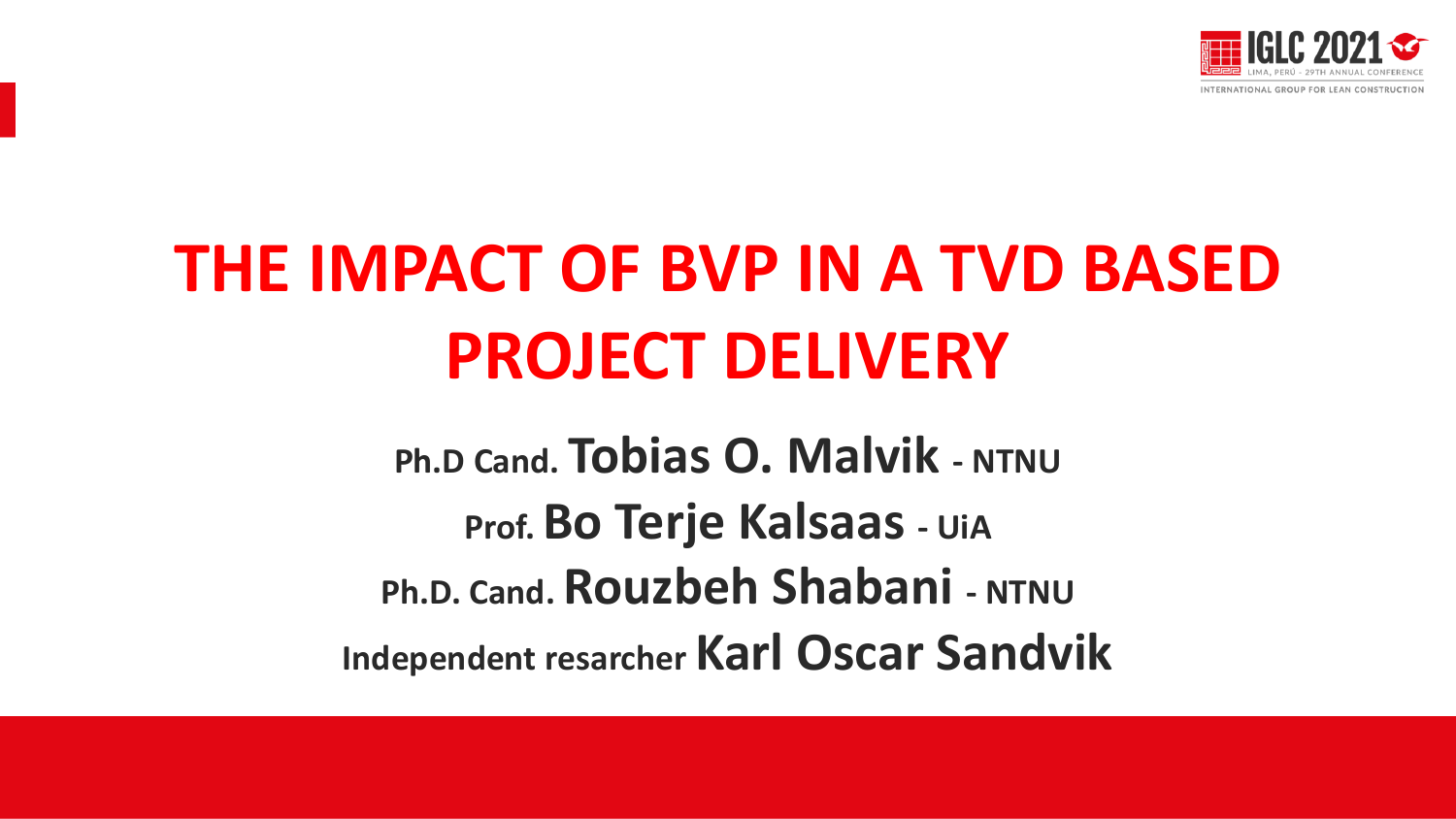# THE IMPACT OF BVP IN A TVD BASED PROJECT DELIVERY

Ph.D Cand. **Tobias O. Malvik** - NTNU

Prof. **Bo Terje Kalsaas** - UiA

Ph.D. Cand. **Rouzbeh Shabani** - NTNU

Independent resarcher **Karl Oscar Sandvik**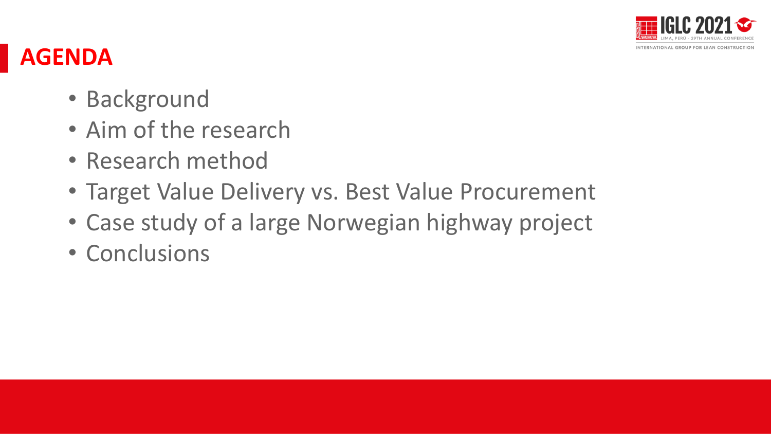## AGENDA

- Background
- Aim of the research
- Research method
- Target Value Delivery vs. Best Value Procurement
- Case study of a large Norwegian highway project
- Conclusions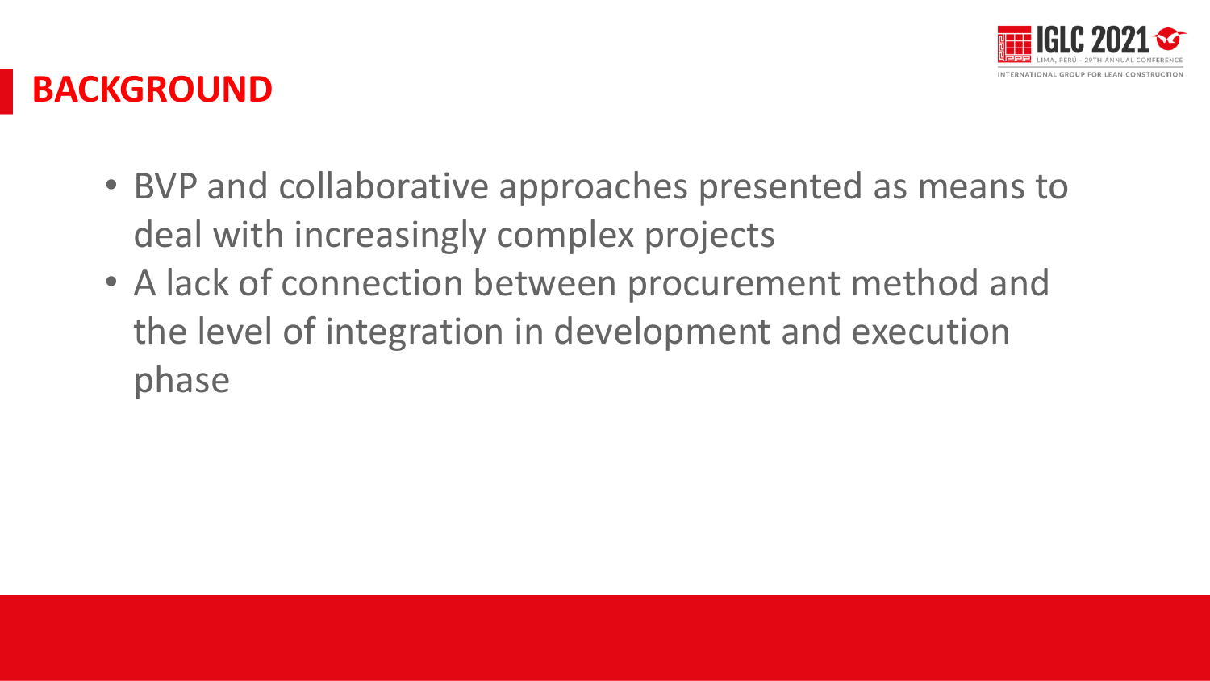# BACKGROUND

- BVP and collaborative approaches presented as means to deal with increasingly complex projects
- A lack of connection between procurement method and the level of integration in development and execution phase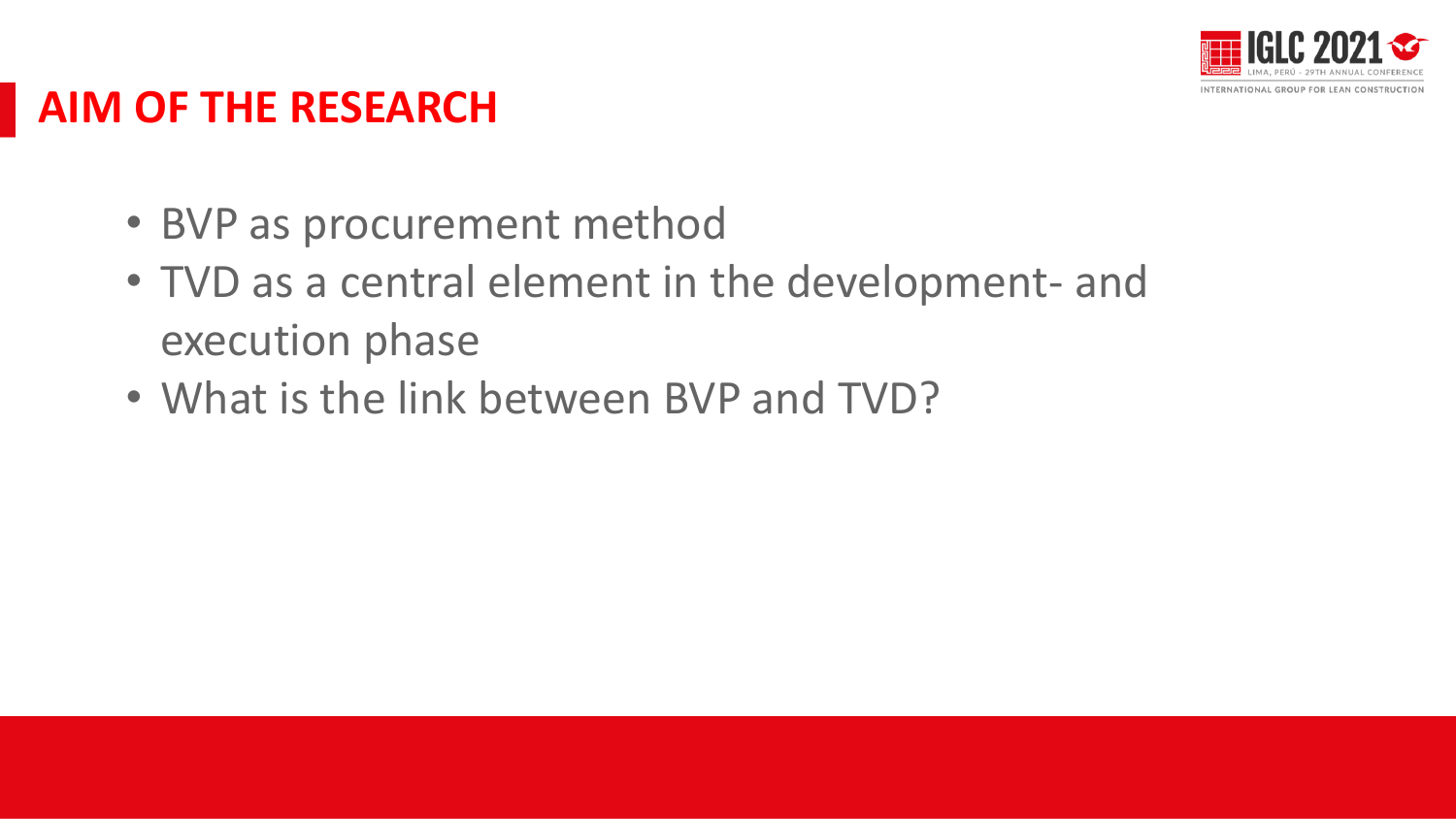## AIM OF THE RESEARCH

- BVP as procurement method
- TVD as a central element in the development- and execution phase
- What is the link between BVP and TVD?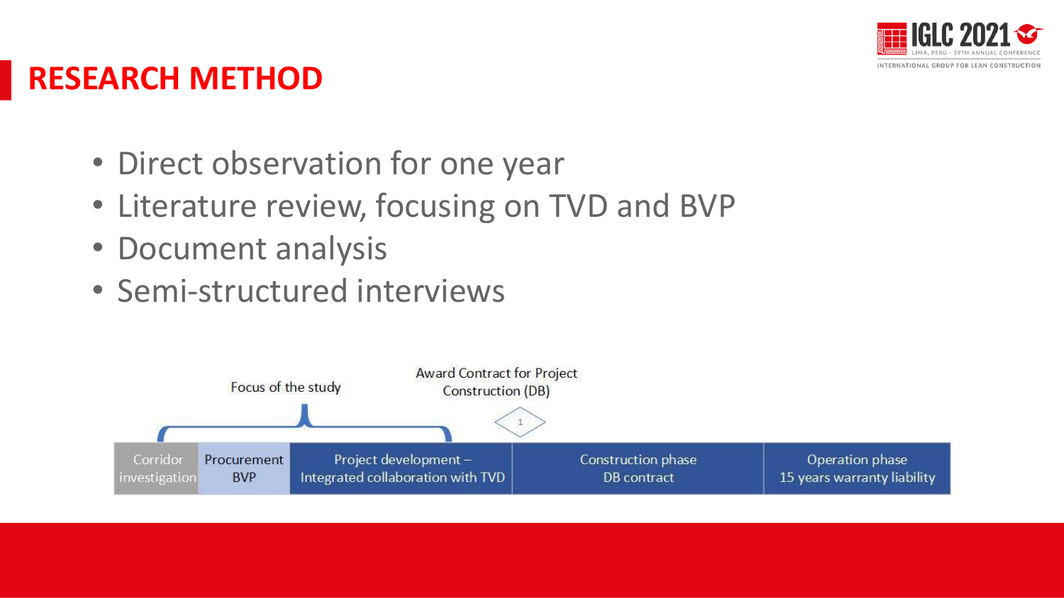# RESEARCH METHOD

- Direct observation for one year
- Literature review, focusing on TVD and BVP
- Document analysis
- Semi-structured interviews

Focus of the study

Award Contract for Project Construction (DB)

1

| Corridor investigation | Procurement BVP | Project development – Integrated collaboration with TVD | Construction phase DB contract | Operation phase 15 years warranty liability |
|---|---|---|---|---|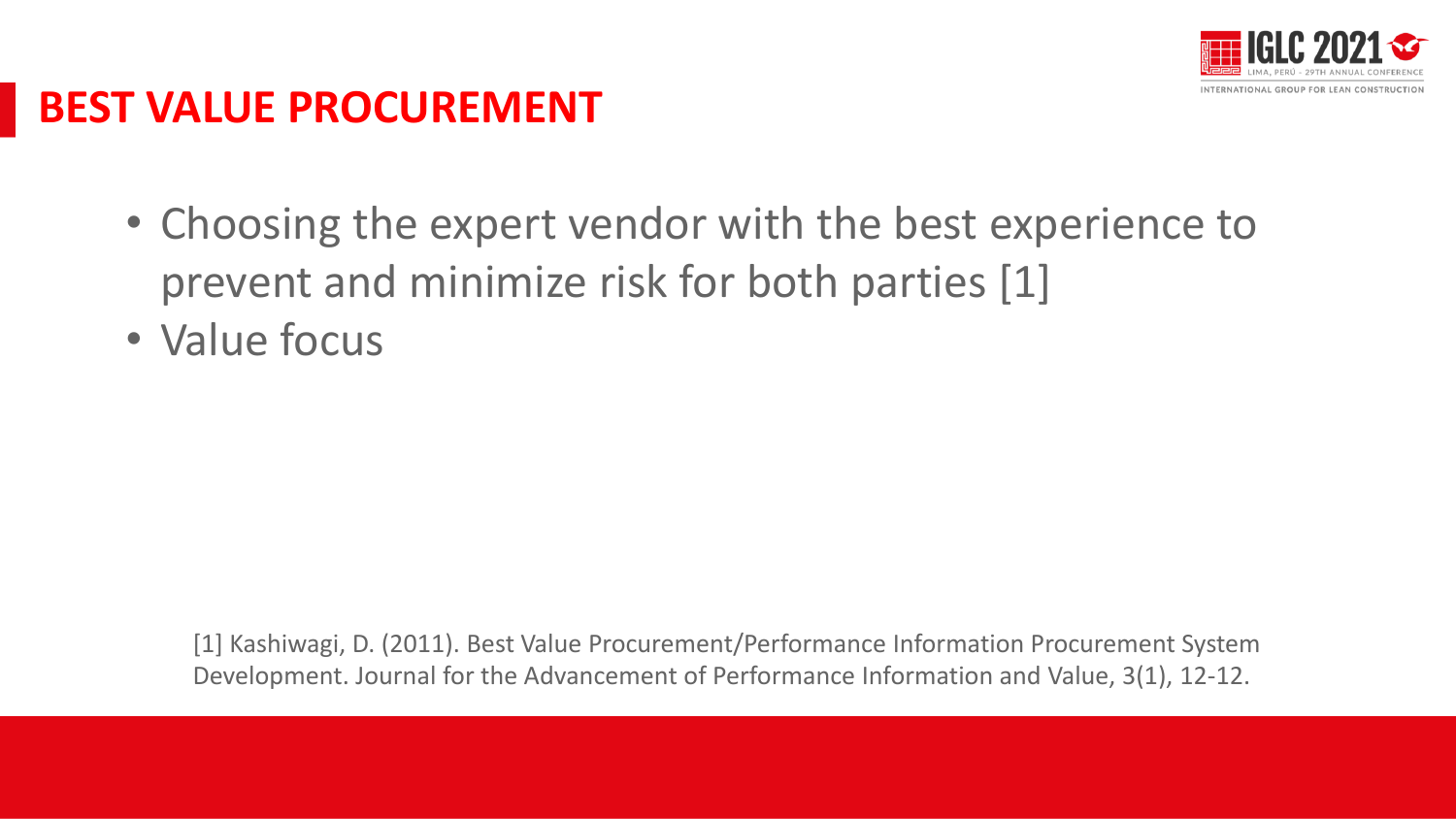# BEST VALUE PROCUREMENT

- Choosing the expert vendor with the best experience to prevent and minimize risk for both parties [1]
- Value focus

[1] Kashiwagi, D. (2011). Best Value Procurement/Performance Information Procurement System Development. Journal for the Advancement of Performance Information and Value, 3(1), 12-12.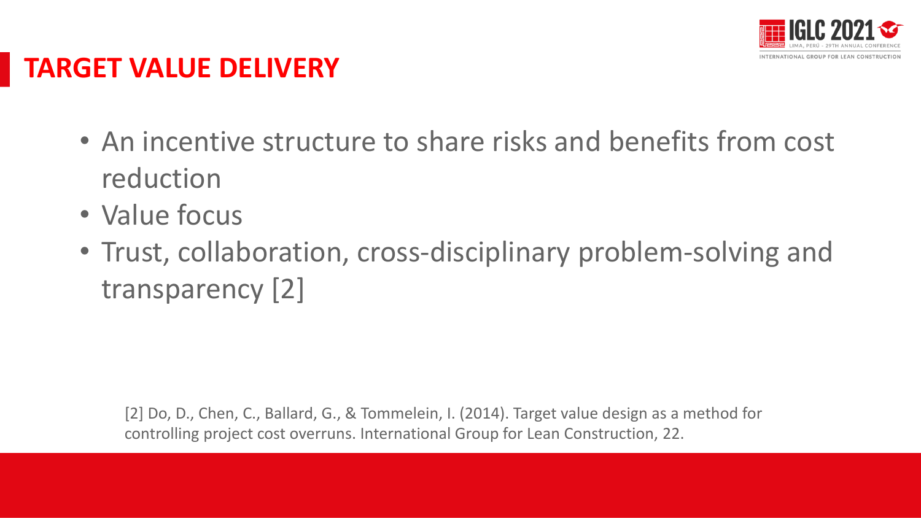## TARGET VALUE DELIVERY

- An incentive structure to share risks and benefits from cost reduction
- Value focus
- Trust, collaboration, cross-disciplinary problem-solving and transparency [2]

[2] Do, D., Chen, C., Ballard, G., & Tommelein, I. (2014). Target value design as a method for controlling project cost overruns. International Group for Lean Construction, 22.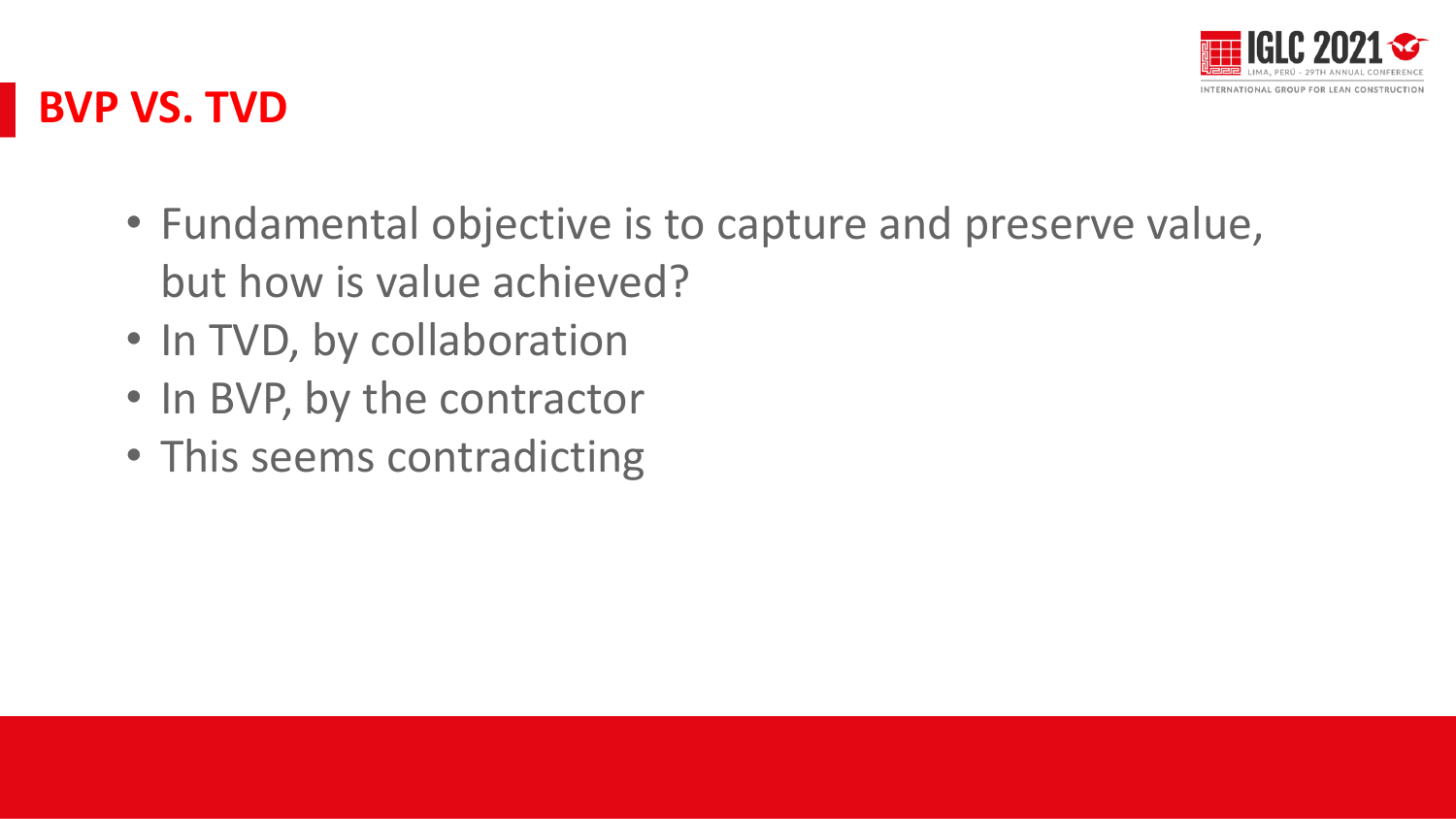## BVP VS. TVD

- Fundamental objective is to capture and preserve value, but how is value achieved?
- In TVD, by collaboration
- In BVP, by the contractor
- This seems contradicting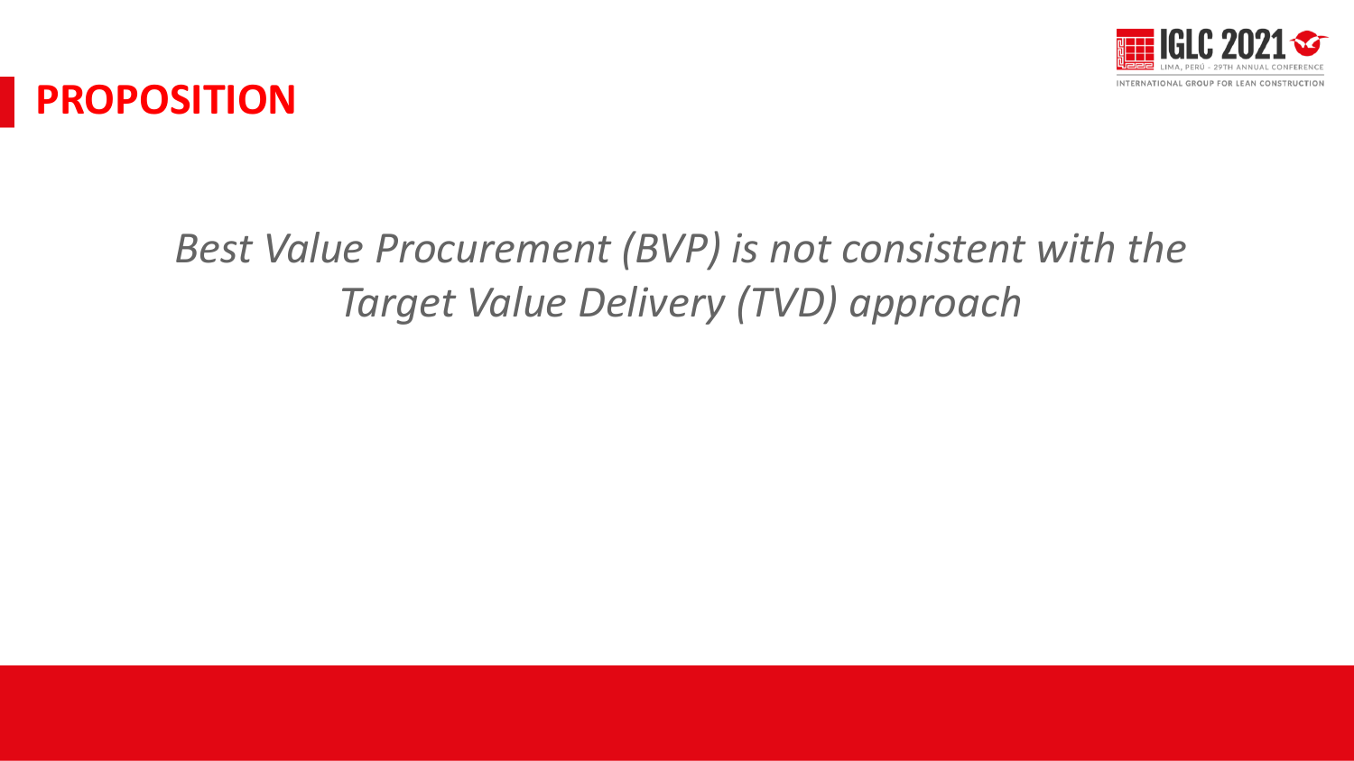# PROPOSITION

*Best Value Procurement (BVP) is not consistent with the Target Value Delivery (TVD) approach*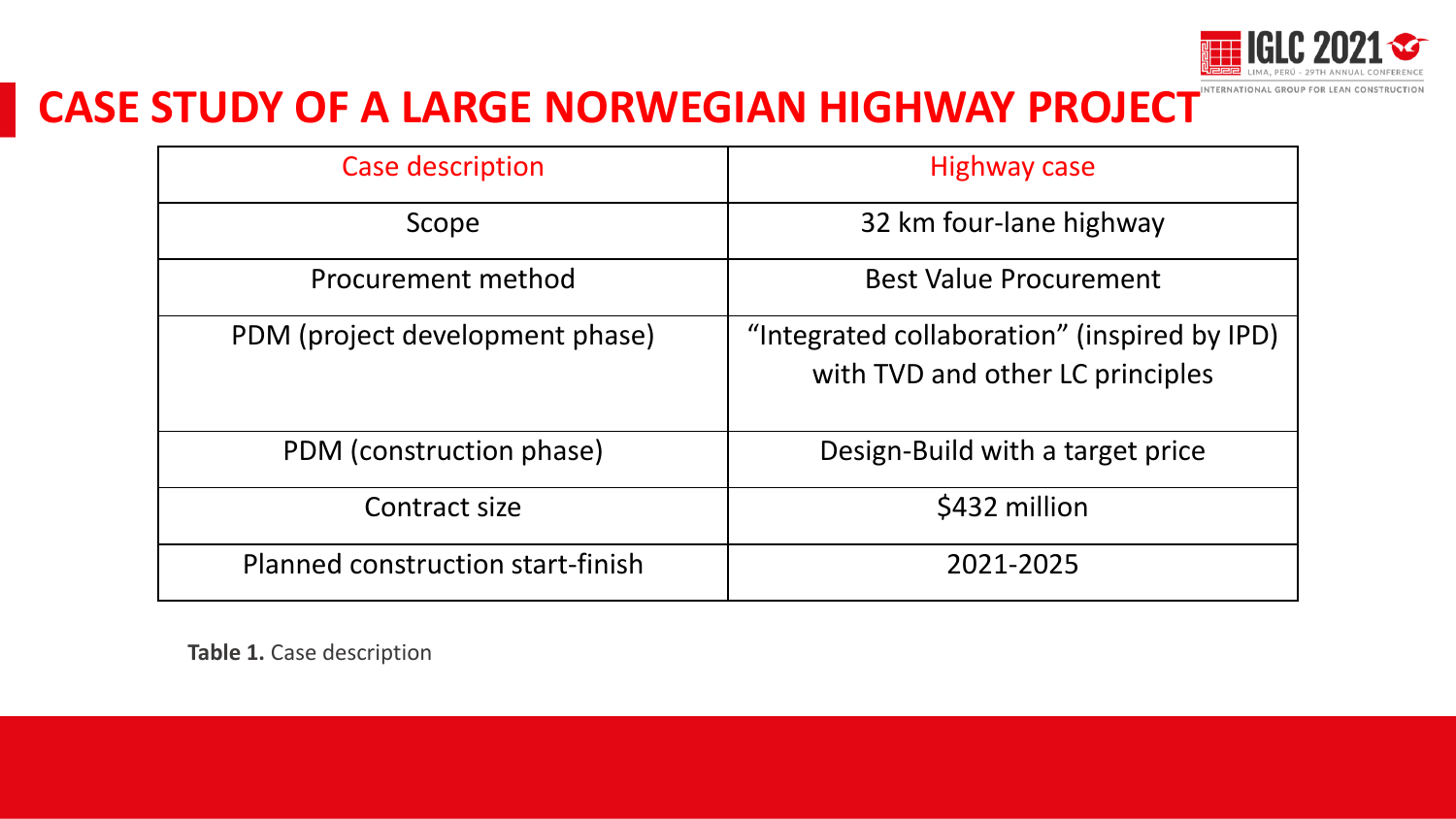# CASE STUDY OF A LARGE NORWEGIAN HIGHWAY PROJECT

| Case description | Highway case |
| --- | --- |
| Scope | 32 km four-lane highway |
| Procurement method | Best Value Procurement |
| PDM (project development phase) | “Integrated collaboration” (inspired by IPD) with TVD and other LC principles |
| PDM (construction phase) | Design-Build with a target price |
| Contract size | $432 million |
| Planned construction start-finish | 2021-2025 |

**Table 1.** Case description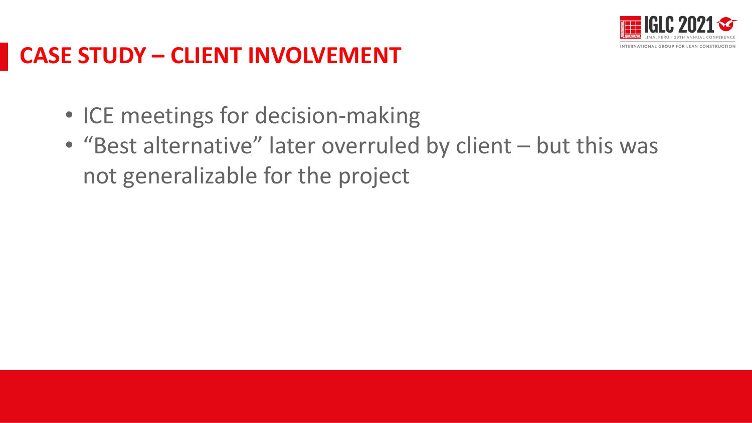## CASE STUDY – CLIENT INVOLVEMENT

- ICE meetings for decision-making
- "Best alternative" later overruled by client – but this was not generalizable for the project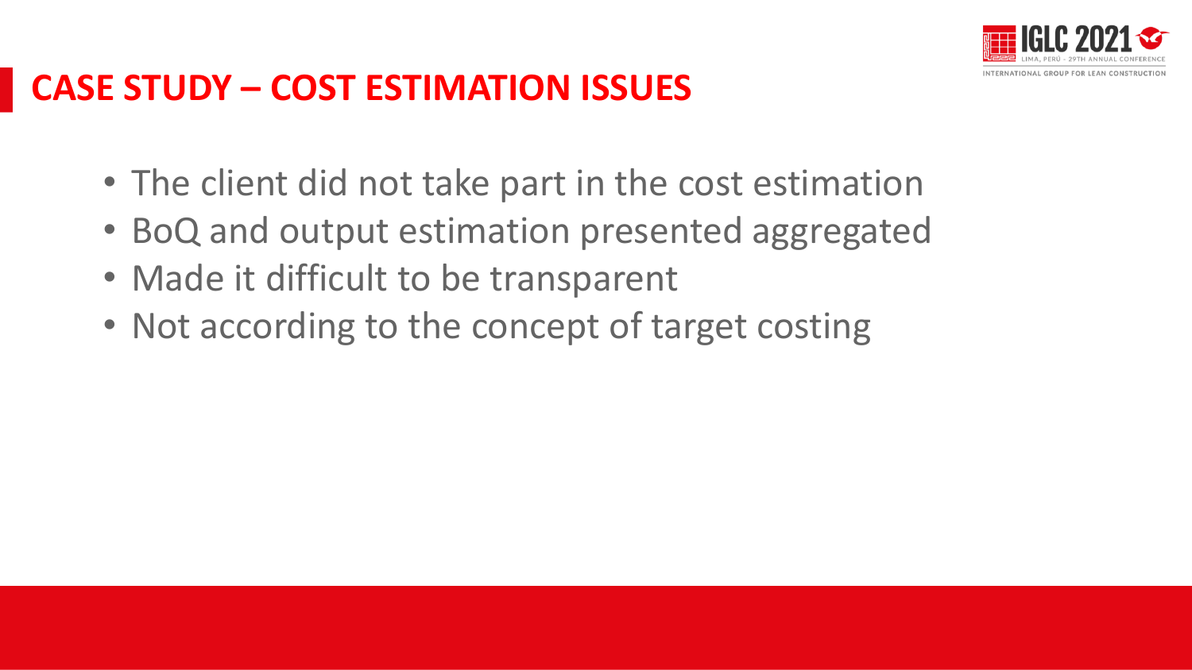# CASE STUDY – COST ESTIMATION ISSUES

- The client did not take part in the cost estimation
- BoQ and output estimation presented aggregated
- Made it difficult to be transparent
- Not according to the concept of target costing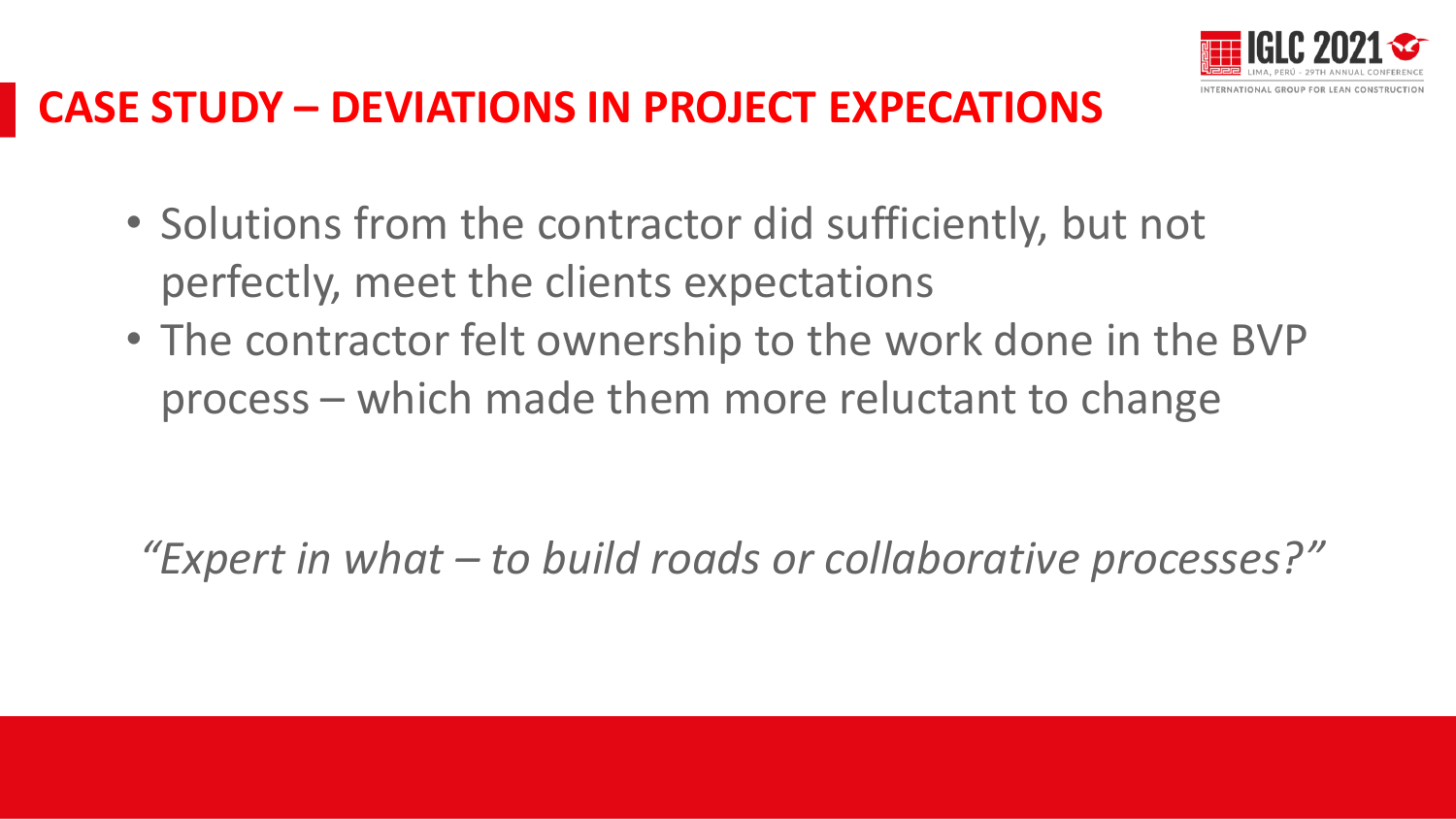# CASE STUDY – DEVIATIONS IN PROJECT EXPECATIONS

- Solutions from the contractor did sufficiently, but not perfectly, meet the clients expectations
- The contractor felt ownership to the work done in the BVP process – which made them more reluctant to change

*"Expert in what – to build roads or collaborative processes?"*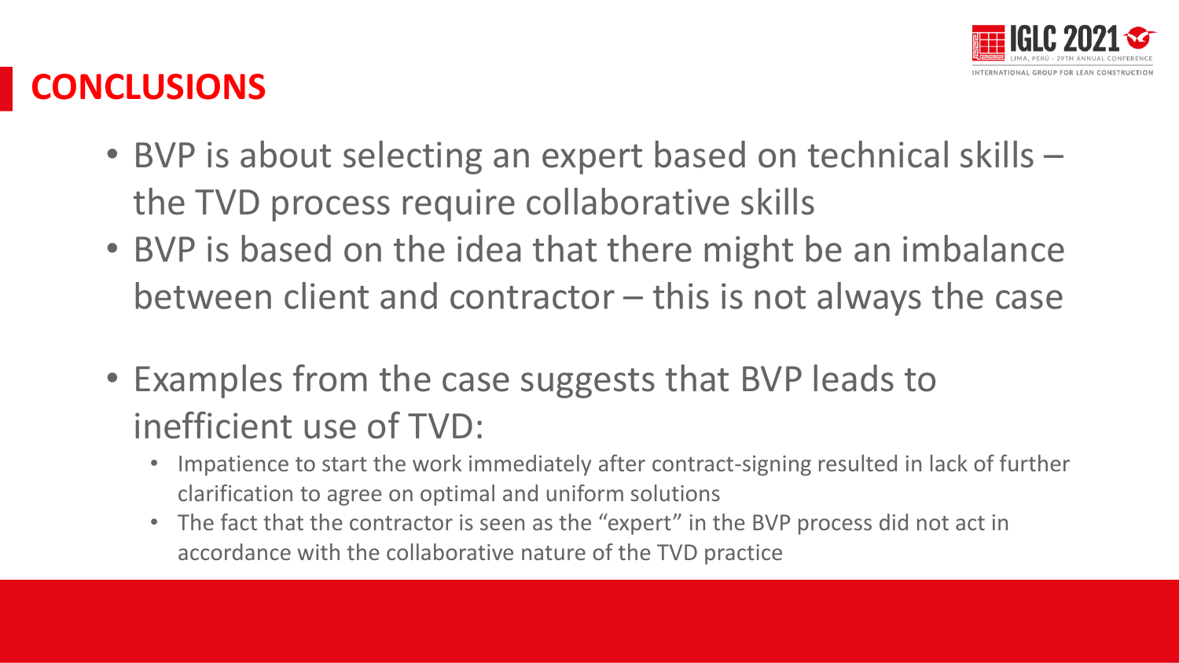# CONCLUSIONS

- BVP is about selecting an expert based on technical skills – the TVD process require collaborative skills
- BVP is based on the idea that there might be an imbalance between client and contractor – this is not always the case
- Examples from the case suggests that BVP leads to inefficient use of TVD:
  - Impatience to start the work immediately after contract-signing resulted in lack of further clarification to agree on optimal and uniform solutions
  - The fact that the contractor is seen as the "expert" in the BVP process did not act in accordance with the collaborative nature of the TVD practice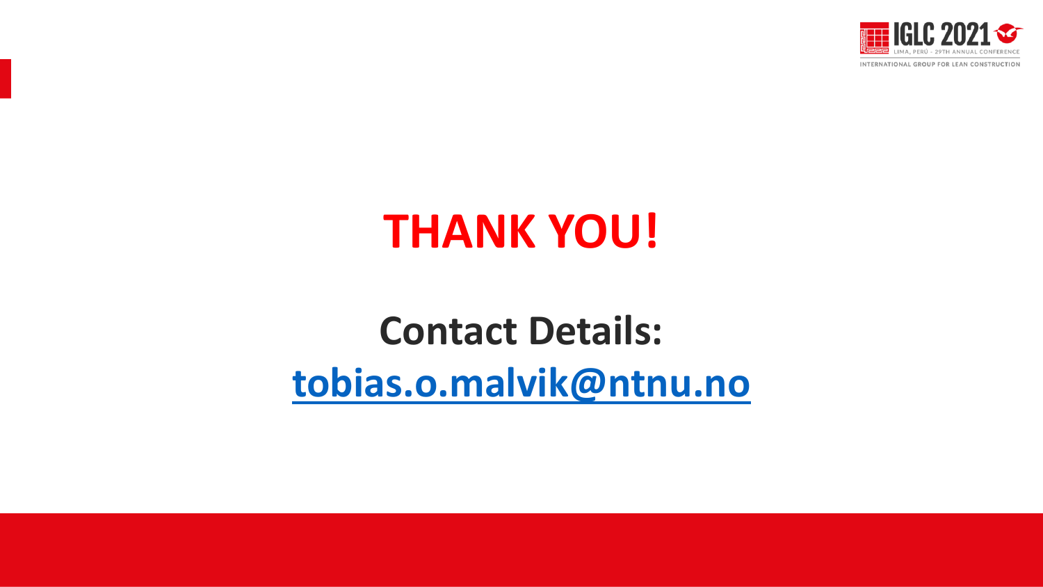# THANK YOU!

## Contact Details:

[tobias.o.malvik@ntnu.no](mailto:tobias.o.malvik@ntnu.no)